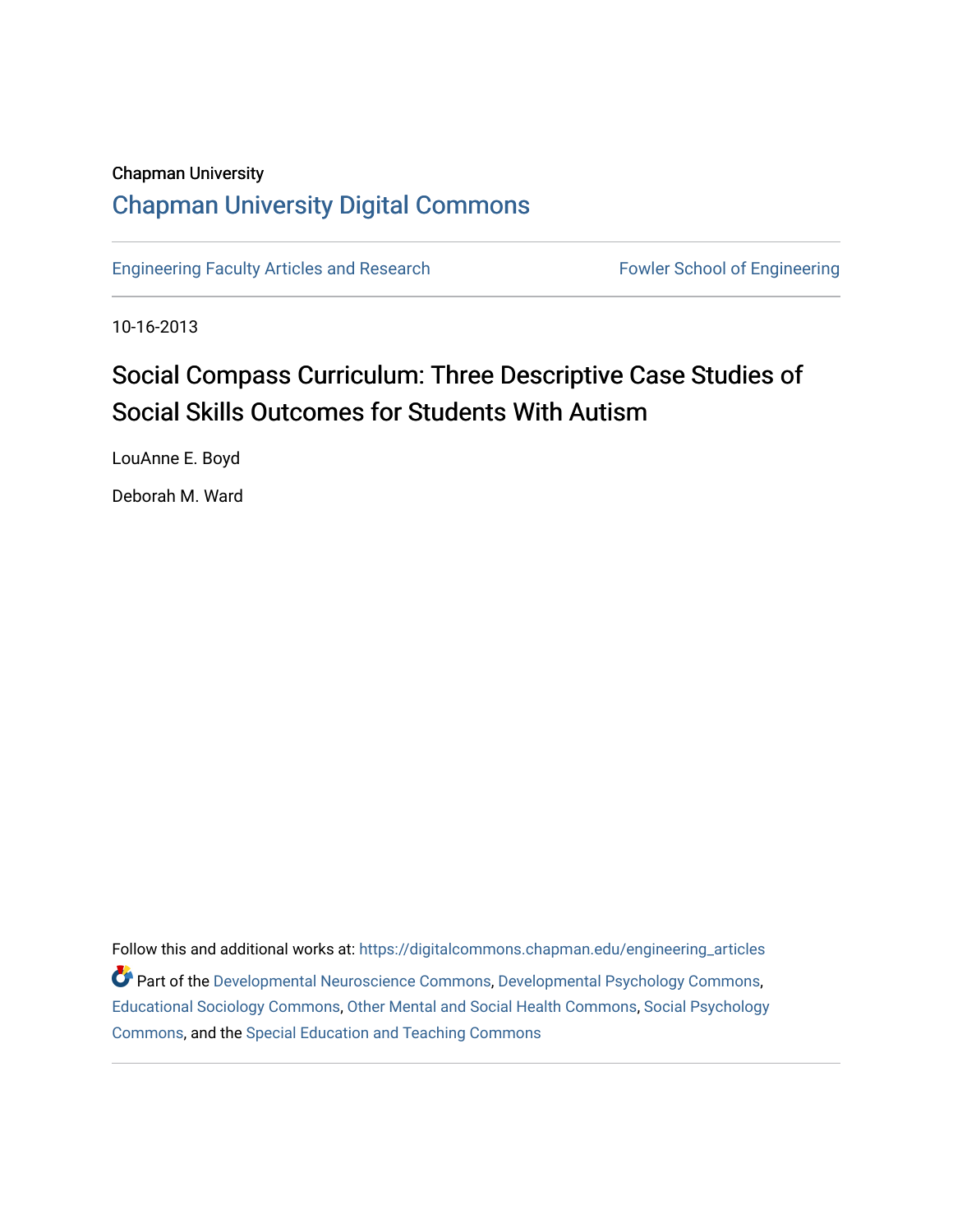Chapman University

# Chapman University Digital Commons

Engineering Faculty Articles and Research | Fowler School of Engineering

10-16-2013

# Social Compass Curriculum: Three Descriptive Case Studies of Social Skills Outcomes for Students With Autism

LouAnne E. Boyd

Deborah M. Ward

Follow this and additional works at: https://digitalcommons.chapman.edu/engineering_articles

Part of the Developmental Neuroscience Commons, Developmental Psychology Commons, Educational Sociology Commons, Other Mental and Social Health Commons, Social Psychology Commons, and the Special Education and Teaching Commons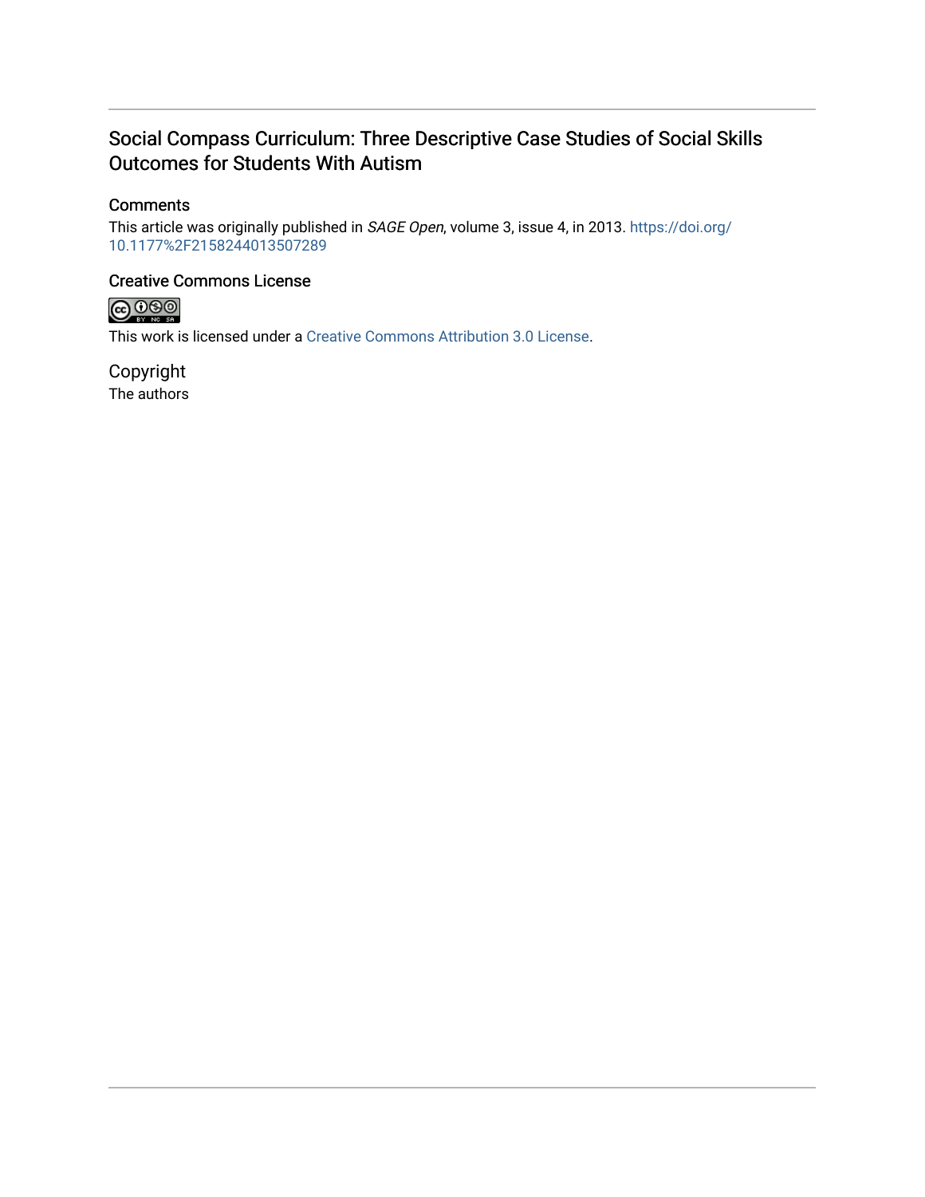# Social Compass Curriculum: Three Descriptive Case Studies of Social Skills Outcomes for Students With Autism

## Comments

This article was originally published in *SAGE Open*, volume 3, issue 4, in 2013. https://doi.org/10.1177%2F2158244013507289

## Creative Commons License

This work is licensed under a Creative Commons Attribution 3.0 License.

## Copyright

The authors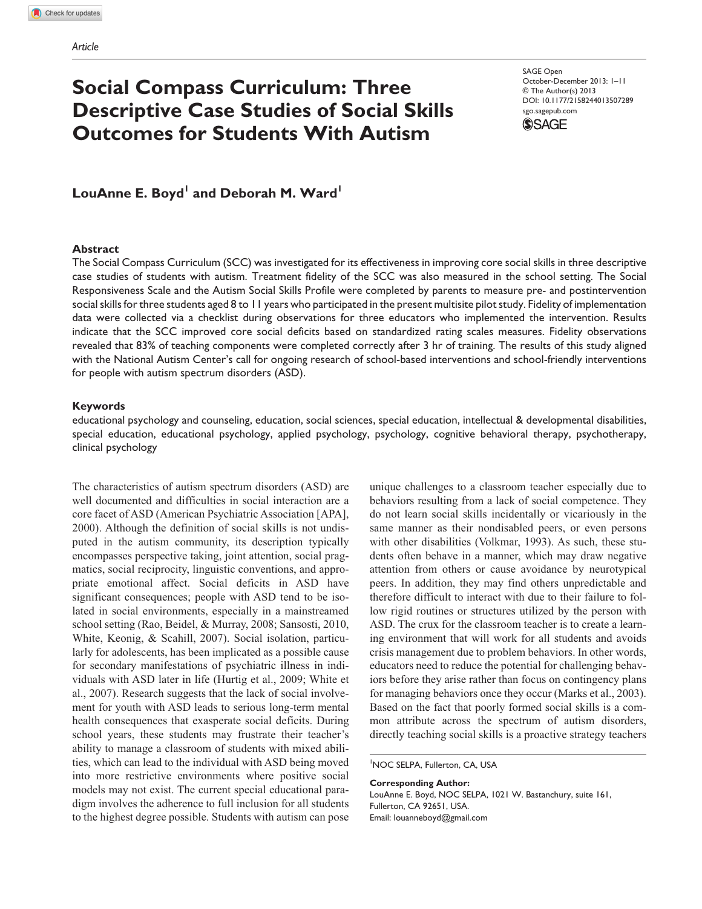Article

# Social Compass Curriculum: Three Descriptive Case Studies of Social Skills Outcomes for Students With Autism

SAGE Open
October-December 2013: 1–11
© The Author(s) 2013
DOI: 10.1177/2158244013507289
sgo.sagepub.com

**LouAnne E. Boyd[1] and Deborah M. Ward[1]**

## Abstract

The Social Compass Curriculum (SCC) was investigated for its effectiveness in improving core social skills in three descriptive case studies of students with autism. Treatment fidelity of the SCC was also measured in the school setting. The Social Responsiveness Scale and the Autism Social Skills Profile were completed by parents to measure pre- and postintervention social skills for three students aged 8 to 11 years who participated in the present multisite pilot study. Fidelity of implementation data were collected via a checklist during observations for three educators who implemented the intervention. Results indicate that the SCC improved core social deficits based on standardized rating scales measures. Fidelity observations revealed that 83% of teaching components were completed correctly after 3 hr of training. The results of this study aligned with the National Autism Center's call for ongoing research of school-based interventions and school-friendly interventions for people with autism spectrum disorders (ASD).

## Keywords

educational psychology and counseling, education, social sciences, special education, intellectual & developmental disabilities, special education, educational psychology, applied psychology, psychology, cognitive behavioral therapy, psychotherapy, clinical psychology

The characteristics of autism spectrum disorders (ASD) are well documented and difficulties in social interaction are a core facet of ASD (American Psychiatric Association [APA], 2000). Although the definition of social skills is not undisputed in the autism community, its description typically encompasses perspective taking, joint attention, social pragmatics, social reciprocity, linguistic conventions, and appropriate emotional affect. Social deficits in ASD have significant consequences; people with ASD tend to be isolated in social environments, especially in a mainstreamed school setting (Rao, Beidel, & Murray, 2008; Sansosti, 2010, White, Keonig, & Scahill, 2007). Social isolation, particularly for adolescents, has been implicated as a possible cause for secondary manifestations of psychiatric illness in individuals with ASD later in life (Hurtig et al., 2009; White et al., 2007). Research suggests that the lack of social involvement for youth with ASD leads to serious long-term mental health consequences that exasperate social deficits. During school years, these students may frustrate their teacher's ability to manage a classroom of students with mixed abilities, which can lead to the individual with ASD being moved into more restrictive environments where positive social models may not exist. The current special educational paradigm involves the adherence to full inclusion for all students to the highest degree possible. Students with autism can pose unique challenges to a classroom teacher especially due to behaviors resulting from a lack of social competence. They do not learn social skills incidentally or vicariously in the same manner as their nondisabled peers, or even persons with other disabilities (Volkmar, 1993). As such, these students often behave in a manner, which may draw negative attention from others or cause avoidance by neurotypical peers. In addition, they may find others unpredictable and therefore difficult to interact with due to their failure to follow rigid routines or structures utilized by the person with ASD. The crux for the classroom teacher is to create a learning environment that will work for all students and avoids crisis management due to problem behaviors. In other words, educators need to reduce the potential for challenging behaviors before they arise rather than focus on contingency plans for managing behaviors once they occur (Marks et al., 2003). Based on the fact that poorly formed social skills is a common attribute across the spectrum of autism disorders, directly teaching social skills is a proactive strategy teachers

[1]NOC SELPA, Fullerton, CA, USA

**Corresponding Author:**
LouAnne E. Boyd, NOC SELPA, 1021 W. Bastanchury, suite 161, Fullerton, CA 92651, USA.
Email: louanneboyd@gmail.com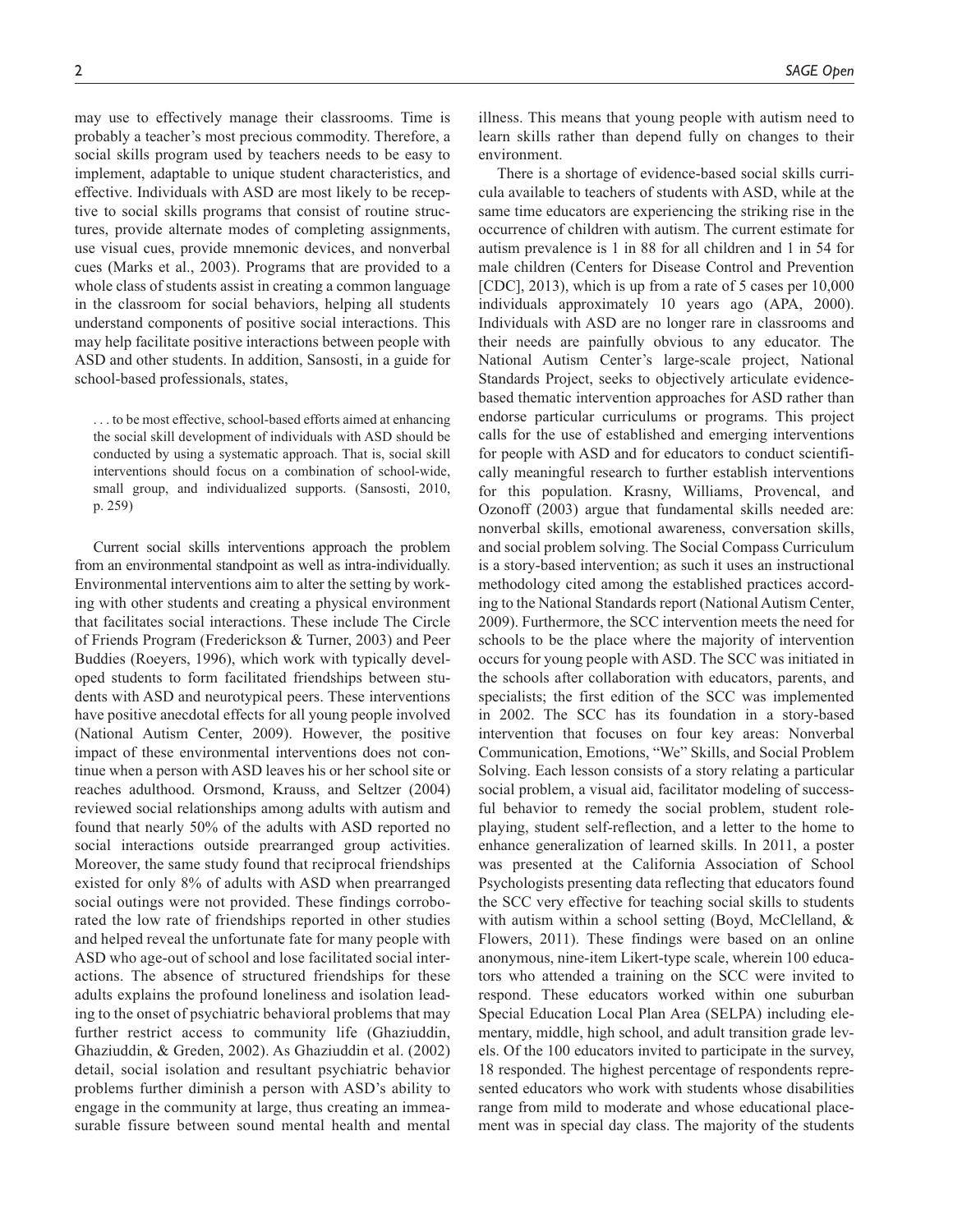may use to effectively manage their classrooms. Time is probably a teacher's most precious commodity. Therefore, a social skills program used by teachers needs to be easy to implement, adaptable to unique student characteristics, and effective. Individuals with ASD are most likely to be receptive to social skills programs that consist of routine structures, provide alternate modes of completing assignments, use visual cues, provide mnemonic devices, and nonverbal cues (Marks et al., 2003). Programs that are provided to a whole class of students assist in creating a common language in the classroom for social behaviors, helping all students understand components of positive social interactions. This may help facilitate positive interactions between people with ASD and other students. In addition, Sansosti, in a guide for school-based professionals, states,

> . . . to be most effective, school-based efforts aimed at enhancing the social skill development of individuals with ASD should be conducted by using a systematic approach. That is, social skill interventions should focus on a combination of school-wide, small group, and individualized supports. (Sansosti, 2010, p. 259)

Current social skills interventions approach the problem from an environmental standpoint as well as intra-individually. Environmental interventions aim to alter the setting by working with other students and creating a physical environment that facilitates social interactions. These include The Circle of Friends Program (Frederickson & Turner, 2003) and Peer Buddies (Roeyers, 1996), which work with typically developed students to form facilitated friendships between students with ASD and neurotypical peers. These interventions have positive anecdotal effects for all young people involved (National Autism Center, 2009). However, the positive impact of these environmental interventions does not continue when a person with ASD leaves his or her school site or reaches adulthood. Orsmond, Krauss, and Seltzer (2004) reviewed social relationships among adults with autism and found that nearly 50% of the adults with ASD reported no social interactions outside prearranged group activities. Moreover, the same study found that reciprocal friendships existed for only 8% of adults with ASD when prearranged social outings were not provided. These findings corroborated the low rate of friendships reported in other studies and helped reveal the unfortunate fate for many people with ASD who age-out of school and lose facilitated social interactions. The absence of structured friendships for these adults explains the profound loneliness and isolation leading to the onset of psychiatric behavioral problems that may further restrict access to community life (Ghaziuddin, Ghaziuddin, & Greden, 2002). As Ghaziuddin et al. (2002) detail, social isolation and resultant psychiatric behavior problems further diminish a person with ASD's ability to engage in the community at large, thus creating an immeasurable fissure between sound mental health and mental illness. This means that young people with autism need to learn skills rather than depend fully on changes to their environment.

There is a shortage of evidence-based social skills curricula available to teachers of students with ASD, while at the same time educators are experiencing the striking rise in the occurrence of children with autism. The current estimate for autism prevalence is 1 in 88 for all children and 1 in 54 for male children (Centers for Disease Control and Prevention [CDC], 2013), which is up from a rate of 5 cases per 10,000 individuals approximately 10 years ago (APA, 2000). Individuals with ASD are no longer rare in classrooms and their needs are painfully obvious to any educator. The National Autism Center's large-scale project, National Standards Project, seeks to objectively articulate evidence-based thematic intervention approaches for ASD rather than endorse particular curriculums or programs. This project calls for the use of established and emerging interventions for people with ASD and for educators to conduct scientifically meaningful research to further establish interventions for this population. Krasny, Williams, Provencal, and Ozonoff (2003) argue that fundamental skills needed are: nonverbal skills, emotional awareness, conversation skills, and social problem solving. The Social Compass Curriculum is a story-based intervention; as such it uses an instructional methodology cited among the established practices according to the National Standards report (National Autism Center, 2009). Furthermore, the SCC intervention meets the need for schools to be the place where the majority of intervention occurs for young people with ASD. The SCC was initiated in the schools after collaboration with educators, parents, and specialists; the first edition of the SCC was implemented in 2002. The SCC has its foundation in a story-based intervention that focuses on four key areas: Nonverbal Communication, Emotions, "We" Skills, and Social Problem Solving. Each lesson consists of a story relating a particular social problem, a visual aid, facilitator modeling of successful behavior to remedy the social problem, student role-playing, student self-reflection, and a letter to the home to enhance generalization of learned skills. In 2011, a poster was presented at the California Association of School Psychologists presenting data reflecting that educators found the SCC very effective for teaching social skills to students with autism within a school setting (Boyd, McClelland, & Flowers, 2011). These findings were based on an online anonymous, nine-item Likert-type scale, wherein 100 educators who attended a training on the SCC were invited to respond. These educators worked within one suburban Special Education Local Plan Area (SELPA) including elementary, middle, high school, and adult transition grade levels. Of the 100 educators invited to participate in the survey, 18 responded. The highest percentage of respondents represented educators who work with students whose disabilities range from mild to moderate and whose educational placement was in special day class. The majority of the students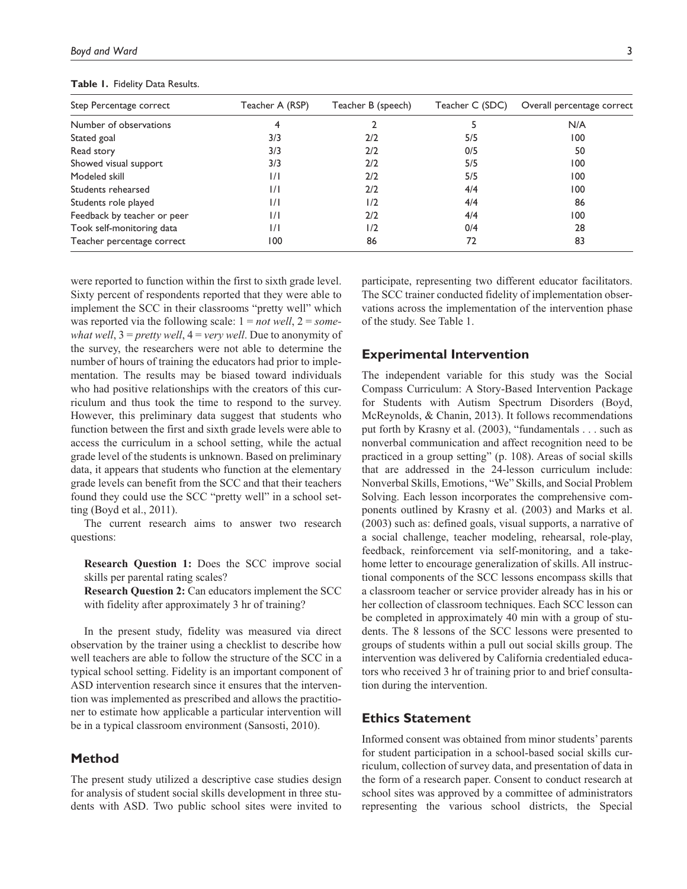**Table 1.** Fidelity Data Results.

| Step Percentage correct | Teacher A (RSP) | Teacher B (speech) | Teacher C (SDC) | Overall percentage correct |
|---|---|---|---|---|
| Number of observations | 4 | 2 | 5 | N/A |
| Stated goal | 3/3 | 2/2 | 5/5 | 100 |
| Read story | 3/3 | 2/2 | 0/5 | 50 |
| Showed visual support | 3/3 | 2/2 | 5/5 | 100 |
| Modeled skill | 1/1 | 2/2 | 5/5 | 100 |
| Students rehearsed | 1/1 | 2/2 | 4/4 | 100 |
| Students role played | 1/1 | 1/2 | 4/4 | 86 |
| Feedback by teacher or peer | 1/1 | 2/2 | 4/4 | 100 |
| Took self-monitoring data | 1/1 | 1/2 | 0/4 | 28 |
| Teacher percentage correct | 100 | 86 | 72 | 83 |

were reported to function within the first to sixth grade level. Sixty percent of respondents reported that they were able to implement the SCC in their classrooms "pretty well" which was reported via the following scale: 1 = *not well*, 2 = *somewhat well*, 3 = *pretty well*, 4 = *very well*. Due to anonymity of the survey, the researchers were not able to determine the number of hours of training the educators had prior to implementation. The results may be biased toward individuals who had positive relationships with the creators of this curriculum and thus took the time to respond to the survey. However, this preliminary data suggest that students who function between the first and sixth grade levels were able to access the curriculum in a school setting, while the actual grade level of the students is unknown. Based on preliminary data, it appears that students who function at the elementary grade levels can benefit from the SCC and that their teachers found they could use the SCC "pretty well" in a school setting (Boyd et al., 2011).

The current research aims to answer two research questions:

**Research Question 1:** Does the SCC improve social skills per parental rating scales?
**Research Question 2:** Can educators implement the SCC with fidelity after approximately 3 hr of training?

In the present study, fidelity was measured via direct observation by the trainer using a checklist to describe how well teachers are able to follow the structure of the SCC in a typical school setting. Fidelity is an important component of ASD intervention research since it ensures that the intervention was implemented as prescribed and allows the practitioner to estimate how applicable a particular intervention will be in a typical classroom environment (Sansosti, 2010).

## Method

The present study utilized a descriptive case studies design for analysis of student social skills development in three students with ASD. Two public school sites were invited to participate, representing two different educator facilitators. The SCC trainer conducted fidelity of implementation observations across the implementation of the intervention phase of the study. See Table 1.

## Experimental Intervention

The independent variable for this study was the Social Compass Curriculum: A Story-Based Intervention Package for Students with Autism Spectrum Disorders (Boyd, McReynolds, & Chanin, 2013). It follows recommendations put forth by Krasny et al. (2003), "fundamentals . . . such as nonverbal communication and affect recognition need to be practiced in a group setting" (p. 108). Areas of social skills that are addressed in the 24-lesson curriculum include: Nonverbal Skills, Emotions, "We" Skills, and Social Problem Solving. Each lesson incorporates the comprehensive components outlined by Krasny et al. (2003) and Marks et al. (2003) such as: defined goals, visual supports, a narrative of a social challenge, teacher modeling, rehearsal, role-play, feedback, reinforcement via self-monitoring, and a take-home letter to encourage generalization of skills. All instructional components of the SCC lessons encompass skills that a classroom teacher or service provider already has in his or her collection of classroom techniques. Each SCC lesson can be completed in approximately 40 min with a group of students. The 8 lessons of the SCC lessons were presented to groups of students within a pull out social skills group. The intervention was delivered by California credentialed educators who received 3 hr of training prior to and brief consultation during the intervention.

## Ethics Statement

Informed consent was obtained from minor students' parents for student participation in a school-based social skills curriculum, collection of survey data, and presentation of data in the form of a research paper. Consent to conduct research at school sites was approved by a committee of administrators representing the various school districts, the Special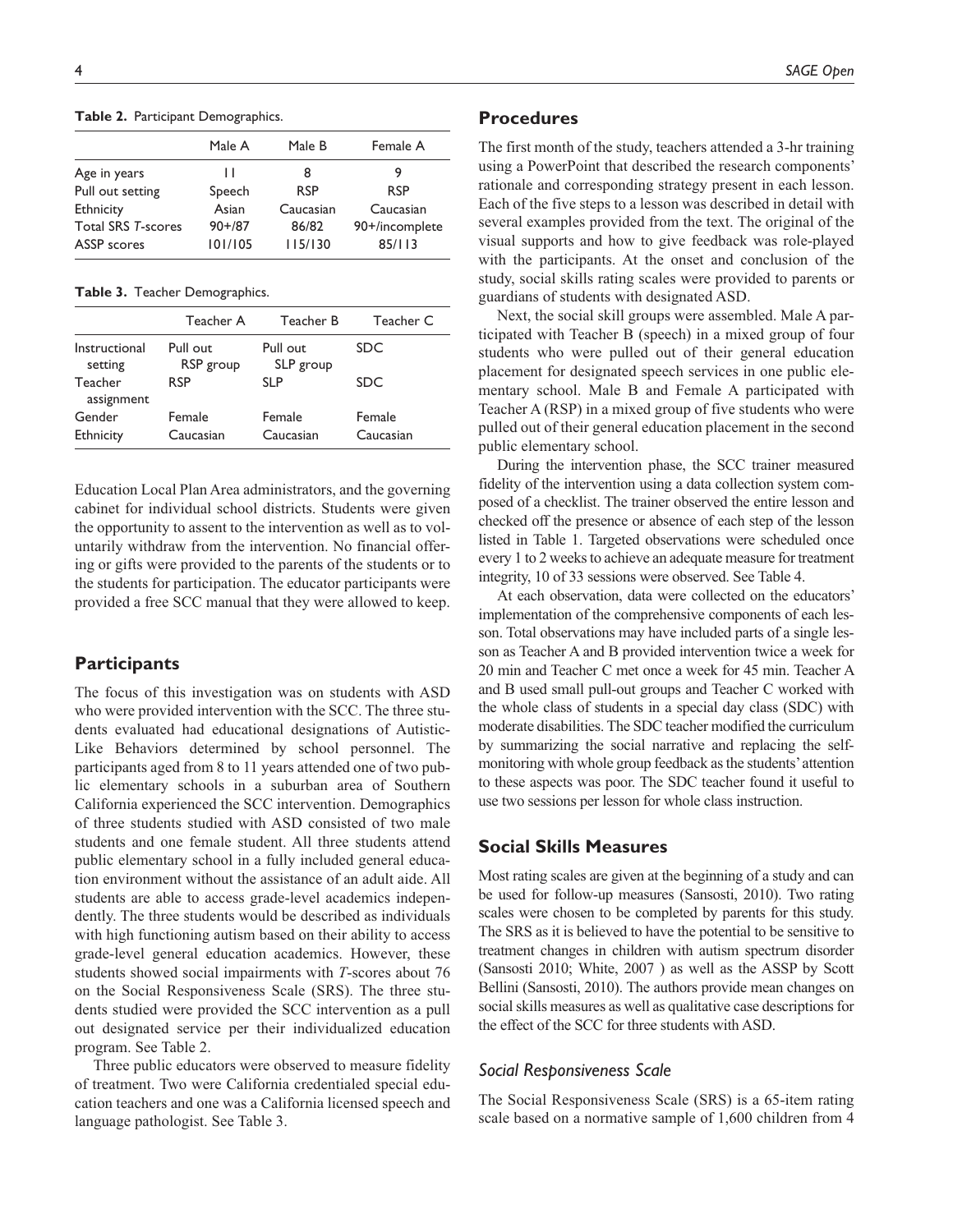**Table 2.** Participant Demographics.

| | Male A | Male B | Female A |
|---|---|---|---|
| Age in years | 11 | 8 | 9 |
| Pull out setting | Speech | RSP | RSP |
| Ethnicity | Asian | Caucasian | Caucasian |
| Total SRS *T*-scores | 90+/87 | 86/82 | 90+/incomplete |
| ASSP scores | 101/105 | 115/130 | 85/113 |

**Table 3.** Teacher Demographics.

| | Teacher A | Teacher B | Teacher C |
|---|---|---|---|
| Instructional setting | Pull out RSP group | Pull out SLP group | SDC |
| Teacher assignment | RSP | SLP | SDC |
| Gender | Female | Female | Female |
| Ethnicity | Caucasian | Caucasian | Caucasian |

Education Local Plan Area administrators, and the governing cabinet for individual school districts. Students were given the opportunity to assent to the intervention as well as to voluntarily withdraw from the intervention. No financial offering or gifts were provided to the parents of the students or to the students for participation. The educator participants were provided a free SCC manual that they were allowed to keep.

## Participants

The focus of this investigation was on students with ASD who were provided intervention with the SCC. The three students evaluated had educational designations of Autistic-Like Behaviors determined by school personnel. The participants aged from 8 to 11 years attended one of two public elementary schools in a suburban area of Southern California experienced the SCC intervention. Demographics of three students studied with ASD consisted of two male students and one female student. All three students attend public elementary school in a fully included general education environment without the assistance of an adult aide. All students are able to access grade-level academics independently. The three students would be described as individuals with high functioning autism based on their ability to access grade-level general education academics. However, these students showed social impairments with *T*-scores about 76 on the Social Responsiveness Scale (SRS). The three students studied were provided the SCC intervention as a pull out designated service per their individualized education program. See Table 2.

Three public educators were observed to measure fidelity of treatment. Two were California credentialed special education teachers and one was a California licensed speech and language pathologist. See Table 3.

## Procedures

The first month of the study, teachers attended a 3-hr training using a PowerPoint that described the research components' rationale and corresponding strategy present in each lesson. Each of the five steps to a lesson was described in detail with several examples provided from the text. The original of the visual supports and how to give feedback was role-played with the participants. At the onset and conclusion of the study, social skills rating scales were provided to parents or guardians of students with designated ASD.

Next, the social skill groups were assembled. Male A participated with Teacher B (speech) in a mixed group of four students who were pulled out of their general education placement for designated speech services in one public elementary school. Male B and Female A participated with Teacher A (RSP) in a mixed group of five students who were pulled out of their general education placement in the second public elementary school.

During the intervention phase, the SCC trainer measured fidelity of the intervention using a data collection system composed of a checklist. The trainer observed the entire lesson and checked off the presence or absence of each step of the lesson listed in Table 1. Targeted observations were scheduled once every 1 to 2 weeks to achieve an adequate measure for treatment integrity, 10 of 33 sessions were observed. See Table 4.

At each observation, data were collected on the educators' implementation of the comprehensive components of each lesson. Total observations may have included parts of a single lesson as Teacher A and B provided intervention twice a week for 20 min and Teacher C met once a week for 45 min. Teacher A and B used small pull-out groups and Teacher C worked with the whole class of students in a special day class (SDC) with moderate disabilities. The SDC teacher modified the curriculum by summarizing the social narrative and replacing the self-monitoring with whole group feedback as the students' attention to these aspects was poor. The SDC teacher found it useful to use two sessions per lesson for whole class instruction.

## Social Skills Measures

Most rating scales are given at the beginning of a study and can be used for follow-up measures (Sansosti, 2010). Two rating scales were chosen to be completed by parents for this study. The SRS as it is believed to have the potential to be sensitive to treatment changes in children with autism spectrum disorder (Sansosti 2010; White, 2007 ) as well as the ASSP by Scott Bellini (Sansosti, 2010). The authors provide mean changes on social skills measures as well as qualitative case descriptions for the effect of the SCC for three students with ASD.

### *Social Responsiveness Scale*

The Social Responsiveness Scale (SRS) is a 65-item rating scale based on a normative sample of 1,600 children from 4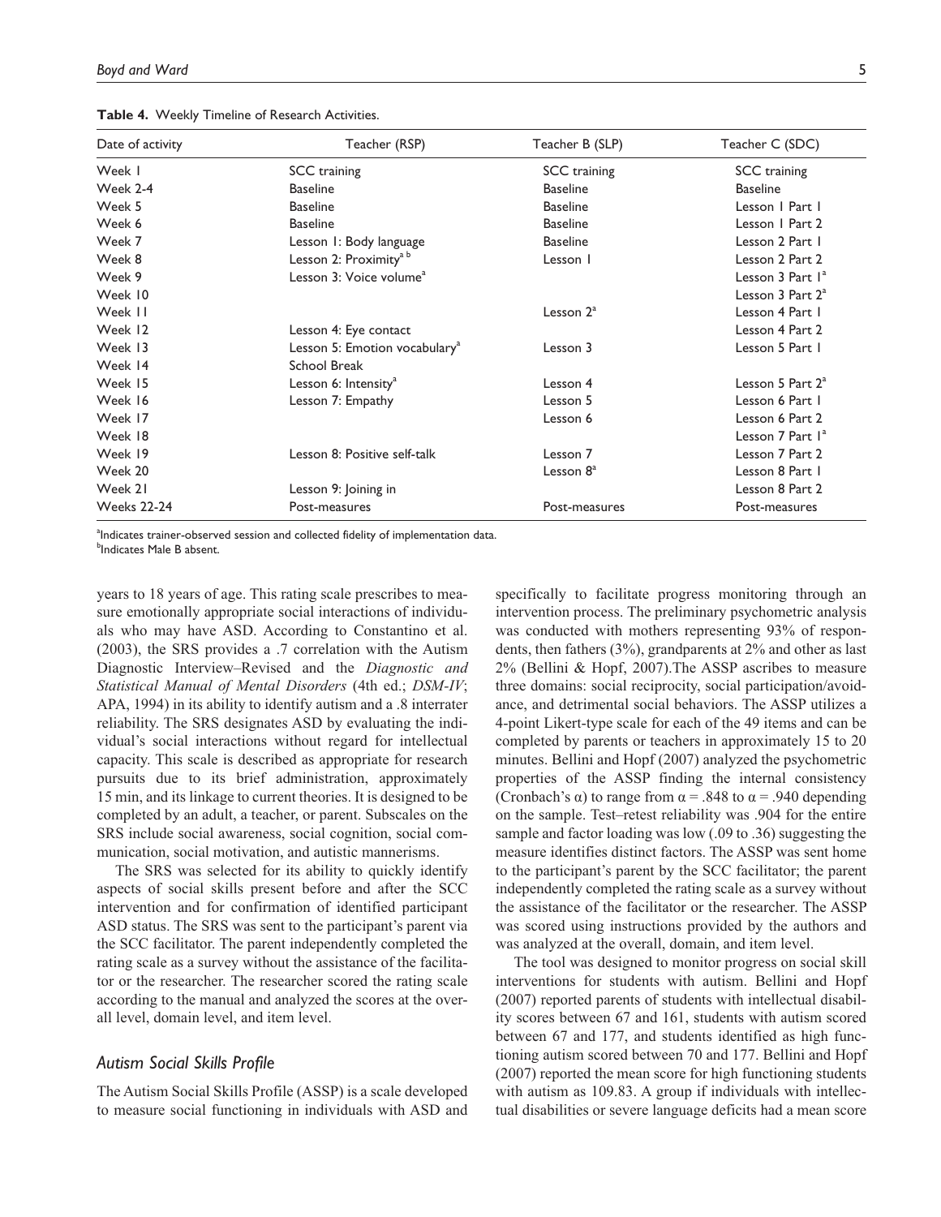**Table 4.** Weekly Timeline of Research Activities.

| Date of activity | Teacher (RSP) | Teacher B (SLP) | Teacher C (SDC) |
|---|---|---|---|
| Week 1 | SCC training | SCC training | SCC training |
| Week 2-4 | Baseline | Baseline | Baseline |
| Week 5 | Baseline | Baseline | Lesson 1 Part 1 |
| Week 6 | Baseline | Baseline | Lesson 1 Part 2 |
| Week 7 | Lesson 1: Body language | Baseline | Lesson 2 Part 1 |
| Week 8 | Lesson 2: Proximity[a b] | Lesson 1 | Lesson 2 Part 2 |
| Week 9 | Lesson 3: Voice volume[a] | | Lesson 3 Part 1[a] |
| Week 10 | | | Lesson 3 Part 2[a] |
| Week 11 | | Lesson 2[a] | Lesson 4 Part 1 |
| Week 12 | Lesson 4: Eye contact | | Lesson 4 Part 2 |
| Week 13 | Lesson 5: Emotion vocabulary[a] | Lesson 3 | Lesson 5 Part 1 |
| Week 14 | School Break | | |
| Week 15 | Lesson 6: Intensity[a] | Lesson 4 | Lesson 5 Part 2[a] |
| Week 16 | Lesson 7: Empathy | Lesson 5 | Lesson 6 Part 1 |
| Week 17 | | Lesson 6 | Lesson 6 Part 2 |
| Week 18 | | | Lesson 7 Part 1[a] |
| Week 19 | Lesson 8: Positive self-talk | Lesson 7 | Lesson 7 Part 2 |
| Week 20 | | Lesson 8[a] | Lesson 8 Part 1 |
| Week 21 | Lesson 9: Joining in | | Lesson 8 Part 2 |
| Weeks 22-24 | Post-measures | Post-measures | Post-measures |

[a]Indicates trainer-observed session and collected fidelity of implementation data.
[b]Indicates Male B absent.

years to 18 years of age. This rating scale prescribes to measure emotionally appropriate social interactions of individuals who may have ASD. According to Constantino et al. (2003), the SRS provides a .7 correlation with the Autism Diagnostic Interview–Revised and the *Diagnostic and Statistical Manual of Mental Disorders* (4th ed.; *DSM-IV*; APA, 1994) in its ability to identify autism and a .8 interrater reliability. The SRS designates ASD by evaluating the individual's social interactions without regard for intellectual capacity. This scale is described as appropriate for research pursuits due to its brief administration, approximately 15 min, and its linkage to current theories. It is designed to be completed by an adult, a teacher, or parent. Subscales on the SRS include social awareness, social cognition, social communication, social motivation, and autistic mannerisms.

The SRS was selected for its ability to quickly identify aspects of social skills present before and after the SCC intervention and for confirmation of identified participant ASD status. The SRS was sent to the participant's parent via the SCC facilitator. The parent independently completed the rating scale as a survey without the assistance of the facilitator or the researcher. The researcher scored the rating scale according to the manual and analyzed the scores at the overall level, domain level, and item level.

### *Autism Social Skills Profile*

The Autism Social Skills Profile (ASSP) is a scale developed to measure social functioning in individuals with ASD and specifically to facilitate progress monitoring through an intervention process. The preliminary psychometric analysis was conducted with mothers representing 93% of respondents, then fathers (3%), grandparents at 2% and other as last 2% (Bellini & Hopf, 2007).The ASSP ascribes to measure three domains: social reciprocity, social participation/avoidance, and detrimental social behaviors. The ASSP utilizes a 4-point Likert-type scale for each of the 49 items and can be completed by parents or teachers in approximately 15 to 20 minutes. Bellini and Hopf (2007) analyzed the psychometric properties of the ASSP finding the internal consistency (Cronbach's $\alpha$) to range from $\alpha = .848$ to $\alpha = .940$ depending on the sample. Test–retest reliability was .904 for the entire sample and factor loading was low (.09 to .36) suggesting the measure identifies distinct factors. The ASSP was sent home to the participant's parent by the SCC facilitator; the parent independently completed the rating scale as a survey without the assistance of the facilitator or the researcher. The ASSP was scored using instructions provided by the authors and was analyzed at the overall, domain, and item level.

The tool was designed to monitor progress on social skill interventions for students with autism. Bellini and Hopf (2007) reported parents of students with intellectual disability scores between 67 and 161, students with autism scored between 67 and 177, and students identified as high functioning autism scored between 70 and 177. Bellini and Hopf (2007) reported the mean score for high functioning students with autism as 109.83. A group if individuals with intellectual disabilities or severe language deficits had a mean score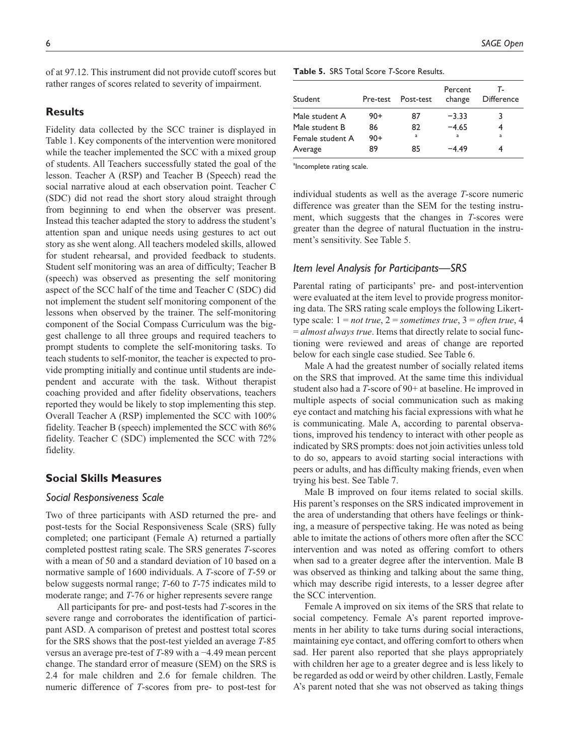of at 97.12. This instrument did not provide cutoff scores but rather ranges of scores related to severity of impairment.

## Results

Fidelity data collected by the SCC trainer is displayed in Table 1. Key components of the intervention were monitored while the teacher implemented the SCC with a mixed group of students. All Teachers successfully stated the goal of the lesson. Teacher A (RSP) and Teacher B (Speech) read the social narrative aloud at each observation point. Teacher C (SDC) did not read the short story aloud straight through from beginning to end when the observer was present. Instead this teacher adapted the story to address the student's attention span and unique needs using gestures to act out story as she went along. All teachers modeled skills, allowed for student rehearsal, and provided feedback to students. Student self monitoring was an area of difficulty; Teacher B (speech) was observed as presenting the self monitoring aspect of the SCC half of the time and Teacher C (SDC) did not implement the student self monitoring component of the lessons when observed by the trainer. The self-monitoring component of the Social Compass Curriculum was the biggest challenge to all three groups and required teachers to prompt students to complete the self-monitoring tasks. To teach students to self-monitor, the teacher is expected to provide prompting initially and continue until students are independent and accurate with the task. Without therapist coaching provided and after fidelity observations, teachers reported they would be likely to stop implementing this step. Overall Teacher A (RSP) implemented the SCC with 100% fidelity. Teacher B (speech) implemented the SCC with 86% fidelity. Teacher C (SDC) implemented the SCC with 72% fidelity.

## Social Skills Measures

### Social Responsiveness Scale

Two of three participants with ASD returned the pre- and post-tests for the Social Responsiveness Scale (SRS) fully completed; one participant (Female A) returned a partially completed posttest rating scale. The SRS generates *T*-scores with a mean of 50 and a standard deviation of 10 based on a normative sample of 1600 individuals. A *T*-score of *T*-59 or below suggests normal range; *T*-60 to *T*-75 indicates mild to moderate range; and *T*-76 or higher represents severe range

All participants for pre- and post-tests had *T*-scores in the severe range and corroborates the identification of participant ASD. A comparison of pretest and posttest total scores for the SRS shows that the post-test yielded an average *T*-85 versus an average pre-test of *T*-89 with a −4.49 mean percent change. The standard error of measure (SEM) on the SRS is 2.4 for male children and 2.6 for female children. The numeric difference of *T*-scores from pre- to post-test for individual students as well as the average *T*-score numeric difference was greater than the SEM for the testing instrument, which suggests that the changes in *T*-scores were greater than the degree of natural fluctuation in the instrument's sensitivity. See Table 5.

**Table 5.** SRS Total Score *T*-Score Results.

| Student | Pre-test | Post-test | Percent change | *T*-Difference |
|---|---|---|---|---|
| Male student A | 90+ | 87 | −3.33 | 3 |
| Male student B | 86 | 82 | −4.65 | 4 |
| Female student A | 90+ | [a] | [a] | [a] |
| Average | 89 | 85 | −4.49 | 4 |

[a]Incomplete rating scale.

### Item level Analysis for Participants—SRS

Parental rating of participants' pre- and post-intervention were evaluated at the item level to provide progress monitoring data. The SRS rating scale employs the following Likert-type scale: 1 = *not true*, 2 = *sometimes true*, 3 = *often true*, 4 = *almost always true*. Items that directly relate to social functioning were reviewed and areas of change are reported below for each single case studied. See Table 6.

Male A had the greatest number of socially related items on the SRS that improved. At the same time this individual student also had a *T*-score of 90+ at baseline. He improved in multiple aspects of social communication such as making eye contact and matching his facial expressions with what he is communicating. Male A, according to parental observations, improved his tendency to interact with other people as indicated by SRS prompts: does not join activities unless told to do so, appears to avoid starting social interactions with peers or adults, and has difficulty making friends, even when trying his best. See Table 7.

Male B improved on four items related to social skills. His parent's responses on the SRS indicated improvement in the area of understanding that others have feelings or thinking, a measure of perspective taking. He was noted as being able to imitate the actions of others more often after the SCC intervention and was noted as offering comfort to others when sad to a greater degree after the intervention. Male B was observed as thinking and talking about the same thing, which may describe rigid interests, to a lesser degree after the SCC intervention.

Female A improved on six items of the SRS that relate to social competency. Female A's parent reported improvements in her ability to take turns during social interactions, maintaining eye contact, and offering comfort to others when sad. Her parent also reported that she plays appropriately with children her age to a greater degree and is less likely to be regarded as odd or weird by other children. Lastly, Female A's parent noted that she was not observed as taking things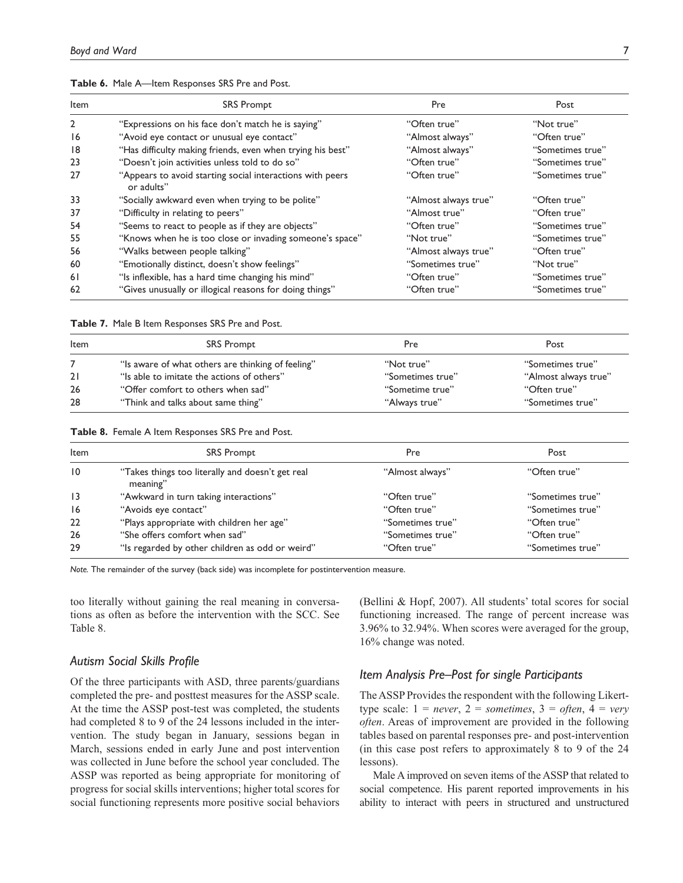**Table 6.** Male A—Item Responses SRS Pre and Post.

| Item | SRS Prompt | Pre | Post |
|---|---|---|---|
| 2 | "Expressions on his face don't match he is saying" | "Often true" | "Not true" |
| 16 | "Avoid eye contact or unusual eye contact" | "Almost always" | "Often true" |
| 18 | "Has difficulty making friends, even when trying his best" | "Almost always" | "Sometimes true" |
| 23 | "Doesn't join activities unless told to do so" | "Often true" | "Sometimes true" |
| 27 | "Appears to avoid starting social interactions with peers or adults" | "Often true" | "Sometimes true" |
| 33 | "Socially awkward even when trying to be polite" | "Almost always true" | "Often true" |
| 37 | "Difficulty in relating to peers" | "Almost true" | "Often true" |
| 54 | "Seems to react to people as if they are objects" | "Often true" | "Sometimes true" |
| 55 | "Knows when he is too close or invading someone's space" | "Not true" | "Sometimes true" |
| 56 | "Walks between people talking" | "Almost always true" | "Often true" |
| 60 | "Emotionally distinct, doesn't show feelings" | "Sometimes true" | "Not true" |
| 61 | "Is inflexible, has a hard time changing his mind" | "Often true" | "Sometimes true" |
| 62 | "Gives unusually or illogical reasons for doing things" | "Often true" | "Sometimes true" |

**Table 7.** Male B Item Responses SRS Pre and Post.

| Item | SRS Prompt | Pre | Post |
|---|---|---|---|
| 7 | "Is aware of what others are thinking of feeling" | "Not true" | "Sometimes true" |
| 21 | "Is able to imitate the actions of others" | "Sometimes true" | "Almost always true" |
| 26 | "Offer comfort to others when sad" | "Sometime true" | "Often true" |
| 28 | "Think and talks about same thing" | "Always true" | "Sometimes true" |

**Table 8.** Female A Item Responses SRS Pre and Post.

| Item | SRS Prompt | Pre | Post |
|---|---|---|---|
| 10 | "Takes things too literally and doesn't get real meaning" | "Almost always" | "Often true" |
| 13 | "Awkward in turn taking interactions" | "Often true" | "Sometimes true" |
| 16 | "Avoids eye contact" | "Often true" | "Sometimes true" |
| 22 | "Plays appropriate with children her age" | "Sometimes true" | "Often true" |
| 26 | "She offers comfort when sad" | "Sometimes true" | "Often true" |
| 29 | "Is regarded by other children as odd or weird" | "Often true" | "Sometimes true" |

*Note.* The remainder of the survey (back side) was incomplete for postintervention measure.

too literally without gaining the real meaning in conversations as often as before the intervention with the SCC. See Table 8.

### *Autism Social Skills Profile*

Of the three participants with ASD, three parents/guardians completed the pre- and posttest measures for the ASSP scale. At the time the ASSP post-test was completed, the students had completed 8 to 9 of the 24 lessons included in the intervention. The study began in January, sessions began in March, sessions ended in early June and post intervention was collected in June before the school year concluded. The ASSP was reported as being appropriate for monitoring of progress for social skills interventions; higher total scores for social functioning represents more positive social behaviors (Bellini & Hopf, 2007). All students' total scores for social functioning increased. The range of percent increase was 3.96% to 32.94%. When scores were averaged for the group, 16% change was noted.

### *Item Analysis Pre–Post for single Participants*

The ASSP Provides the respondent with the following Likert-type scale: 1 = *never*, 2 = *sometimes*, 3 = *often*, 4 = *very often*. Areas of improvement are provided in the following tables based on parental responses pre- and post-intervention (in this case post refers to approximately 8 to 9 of the 24 lessons).

Male A improved on seven items of the ASSP that related to social competence. His parent reported improvements in his ability to interact with peers in structured and unstructured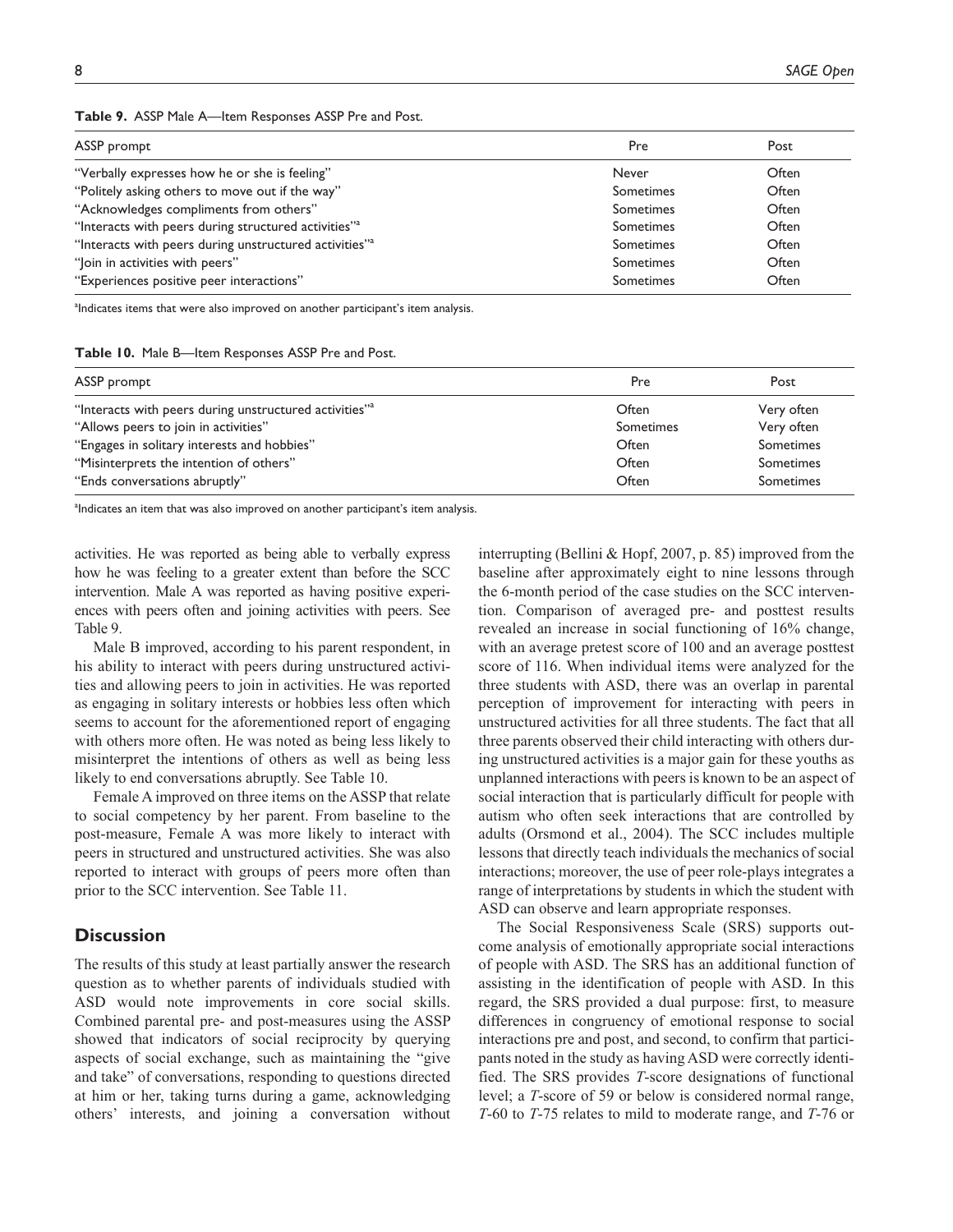**Table 9.** ASSP Male A—Item Responses ASSP Pre and Post.

| ASSP prompt | Pre | Post |
|---|---|---|
| "Verbally expresses how he or she is feeling" | Never | Often |
| "Politely asking others to move out if the way" | Sometimes | Often |
| "Acknowledges compliments from others" | Sometimes | Often |
| "Interacts with peers during structured activities"[a] | Sometimes | Often |
| "Interacts with peers during unstructured activities"[a] | Sometimes | Often |
| "Join in activities with peers" | Sometimes | Often |
| "Experiences positive peer interactions" | Sometimes | Often |

[a]Indicates items that were also improved on another participant's item analysis.

**Table 10.** Male B—Item Responses ASSP Pre and Post.

| ASSP prompt | Pre | Post |
|---|---|---|
| "Interacts with peers during unstructured activities"[a] | Often | Very often |
| "Allows peers to join in activities" | Sometimes | Very often |
| "Engages in solitary interests and hobbies" | Often | Sometimes |
| "Misinterprets the intention of others" | Often | Sometimes |
| "Ends conversations abruptly" | Often | Sometimes |

[a]Indicates an item that was also improved on another participant's item analysis.

activities. He was reported as being able to verbally express how he was feeling to a greater extent than before the SCC intervention. Male A was reported as having positive experiences with peers often and joining activities with peers. See Table 9.

Male B improved, according to his parent respondent, in his ability to interact with peers during unstructured activities and allowing peers to join in activities. He was reported as engaging in solitary interests or hobbies less often which seems to account for the aforementioned report of engaging with others more often. He was noted as being less likely to misinterpret the intentions of others as well as being less likely to end conversations abruptly. See Table 10.

Female A improved on three items on the ASSP that relate to social competency by her parent. From baseline to the post-measure, Female A was more likely to interact with peers in structured and unstructured activities. She was also reported to interact with groups of peers more often than prior to the SCC intervention. See Table 11.

## Discussion

The results of this study at least partially answer the research question as to whether parents of individuals studied with ASD would note improvements in core social skills. Combined parental pre- and post-measures using the ASSP showed that indicators of social reciprocity by querying aspects of social exchange, such as maintaining the "give and take" of conversations, responding to questions directed at him or her, taking turns during a game, acknowledging others' interests, and joining a conversation without interrupting (Bellini & Hopf, 2007, p. 85) improved from the baseline after approximately eight to nine lessons through the 6-month period of the case studies on the SCC intervention. Comparison of averaged pre- and posttest results revealed an increase in social functioning of 16% change, with an average pretest score of 100 and an average posttest score of 116. When individual items were analyzed for the three students with ASD, there was an overlap in parental perception of improvement for interacting with peers in unstructured activities for all three students. The fact that all three parents observed their child interacting with others during unstructured activities is a major gain for these youths as unplanned interactions with peers is known to be an aspect of social interaction that is particularly difficult for people with autism who often seek interactions that are controlled by adults (Orsmond et al., 2004). The SCC includes multiple lessons that directly teach individuals the mechanics of social interactions; moreover, the use of peer role-plays integrates a range of interpretations by students in which the student with ASD can observe and learn appropriate responses.

The Social Responsiveness Scale (SRS) supports outcome analysis of emotionally appropriate social interactions of people with ASD. The SRS has an additional function of assisting in the identification of people with ASD. In this regard, the SRS provided a dual purpose: first, to measure differences in congruency of emotional response to social interactions pre and post, and second, to confirm that participants noted in the study as having ASD were correctly identified. The SRS provides *T*-score designations of functional level; a *T*-score of 59 or below is considered normal range, *T*-60 to *T*-75 relates to mild to moderate range, and *T*-76 or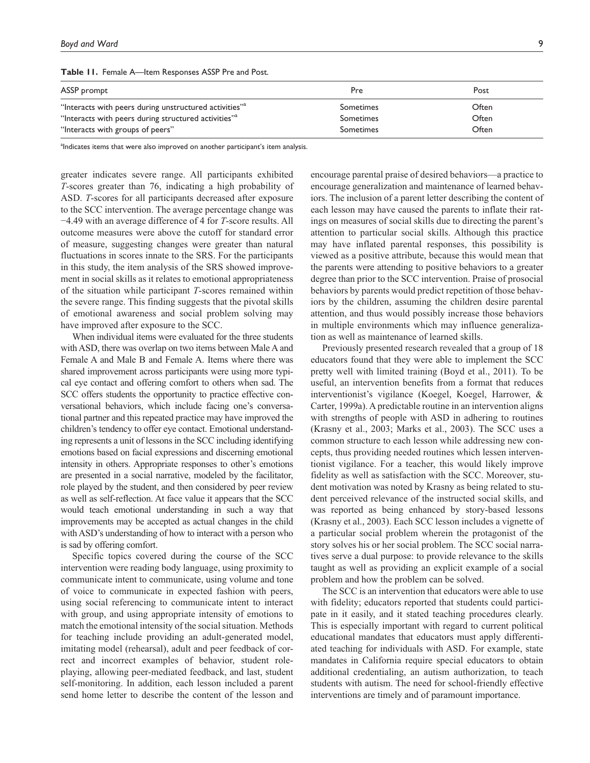**Table 11.** Female A—Item Responses ASSP Pre and Post.

| ASSP prompt | Pre | Post |
|---|---|---|
| "Interacts with peers during unstructured activities"[a] | Sometimes | Often |
| "Interacts with peers during structured activities"[a] | Sometimes | Often |
| "Interacts with groups of peers" | Sometimes | Often |

[a]Indicates items that were also improved on another participant's item analysis.

greater indicates severe range. All participants exhibited *T*-scores greater than 76, indicating a high probability of ASD. *T*-scores for all participants decreased after exposure to the SCC intervention. The average percentage change was −4.49 with an average difference of 4 for *T*-score results. All outcome measures were above the cutoff for standard error of measure, suggesting changes were greater than natural fluctuations in scores innate to the SRS. For the participants in this study, the item analysis of the SRS showed improvement in social skills as it relates to emotional appropriateness of the situation while participant *T*-scores remained within the severe range. This finding suggests that the pivotal skills of emotional awareness and social problem solving may have improved after exposure to the SCC.

When individual items were evaluated for the three students with ASD, there was overlap on two items between Male A and Female A and Male B and Female A. Items where there was shared improvement across participants were using more typical eye contact and offering comfort to others when sad. The SCC offers students the opportunity to practice effective conversational behaviors, which include facing one's conversational partner and this repeated practice may have improved the children's tendency to offer eye contact. Emotional understanding represents a unit of lessons in the SCC including identifying emotions based on facial expressions and discerning emotional intensity in others. Appropriate responses to other's emotions are presented in a social narrative, modeled by the facilitator, role played by the student, and then considered by peer review as well as self-reflection. At face value it appears that the SCC would teach emotional understanding in such a way that improvements may be accepted as actual changes in the child with ASD's understanding of how to interact with a person who is sad by offering comfort.

Specific topics covered during the course of the SCC intervention were reading body language, using proximity to communicate intent to communicate, using volume and tone of voice to communicate in expected fashion with peers, using social referencing to communicate intent to interact with group, and using appropriate intensity of emotions to match the emotional intensity of the social situation. Methods for teaching include providing an adult-generated model, imitating model (rehearsal), adult and peer feedback of correct and incorrect examples of behavior, student role-playing, allowing peer-mediated feedback, and last, student self-monitoring. In addition, each lesson included a parent send home letter to describe the content of the lesson and encourage parental praise of desired behaviors—a practice to encourage generalization and maintenance of learned behaviors. The inclusion of a parent letter describing the content of each lesson may have caused the parents to inflate their ratings on measures of social skills due to directing the parent's attention to particular social skills. Although this practice may have inflated parental responses, this possibility is viewed as a positive attribute, because this would mean that the parents were attending to positive behaviors to a greater degree than prior to the SCC intervention. Praise of prosocial behaviors by parents would predict repetition of those behaviors by the children, assuming the children desire parental attention, and thus would possibly increase those behaviors in multiple environments which may influence generalization as well as maintenance of learned skills.

Previously presented research revealed that a group of 18 educators found that they were able to implement the SCC pretty well with limited training (Boyd et al., 2011). To be useful, an intervention benefits from a format that reduces interventionist's vigilance (Koegel, Koegel, Harrower, & Carter, 1999a). A predictable routine in an intervention aligns with strengths of people with ASD in adhering to routines (Krasny et al., 2003; Marks et al., 2003). The SCC uses a common structure to each lesson while addressing new concepts, thus providing needed routines which lessen interventionist vigilance. For a teacher, this would likely improve fidelity as well as satisfaction with the SCC. Moreover, student motivation was noted by Krasny as being related to student perceived relevance of the instructed social skills, and was reported as being enhanced by story-based lessons (Krasny et al., 2003). Each SCC lesson includes a vignette of a particular social problem wherein the protagonist of the story solves his or her social problem. The SCC social narratives serve a dual purpose: to provide relevance to the skills taught as well as providing an explicit example of a social problem and how the problem can be solved.

The SCC is an intervention that educators were able to use with fidelity; educators reported that students could participate in it easily, and it stated teaching procedures clearly. This is especially important with regard to current political educational mandates that educators must apply differentiated teaching for individuals with ASD. For example, state mandates in California require special educators to obtain additional credentialing, an autism authorization, to teach students with autism. The need for school-friendly effective interventions are timely and of paramount importance.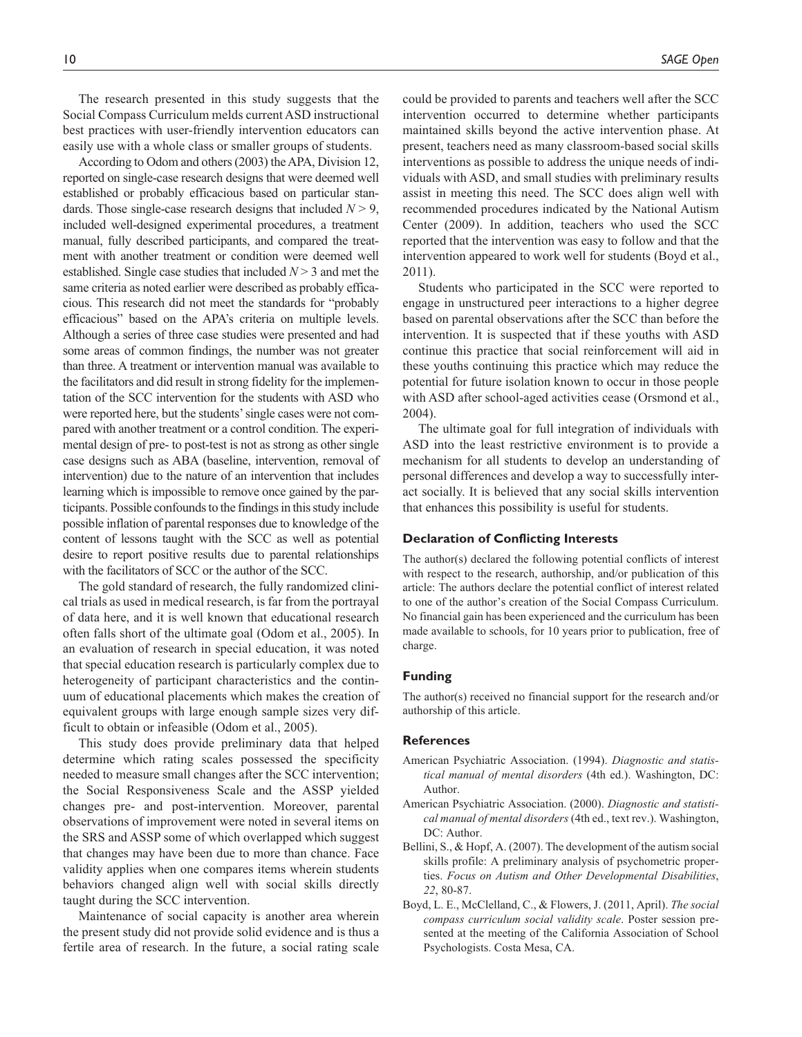The research presented in this study suggests that the Social Compass Curriculum melds current ASD instructional best practices with user-friendly intervention educators can easily use with a whole class or smaller groups of students.

According to Odom and others (2003) the APA, Division 12, reported on single-case research designs that were deemed well established or probably efficacious based on particular standards. Those single-case research designs that included $N > 9$, included well-designed experimental procedures, a treatment manual, fully described participants, and compared the treatment with another treatment or condition were deemed well established. Single case studies that included $N > 3$ and met the same criteria as noted earlier were described as probably efficacious. This research did not meet the standards for "probably efficacious" based on the APA's criteria on multiple levels. Although a series of three case studies were presented and had some areas of common findings, the number was not greater than three. A treatment or intervention manual was available to the facilitators and did result in strong fidelity for the implementation of the SCC intervention for the students with ASD who were reported here, but the students' single cases were not compared with another treatment or a control condition. The experimental design of pre- to post-test is not as strong as other single case designs such as ABA (baseline, intervention, removal of intervention) due to the nature of an intervention that includes learning which is impossible to remove once gained by the participants. Possible confounds to the findings in this study include possible inflation of parental responses due to knowledge of the content of lessons taught with the SCC as well as potential desire to report positive results due to parental relationships with the facilitators of SCC or the author of the SCC.

The gold standard of research, the fully randomized clinical trials as used in medical research, is far from the portrayal of data here, and it is well known that educational research often falls short of the ultimate goal (Odom et al., 2005). In an evaluation of research in special education, it was noted that special education research is particularly complex due to heterogeneity of participant characteristics and the continuum of educational placements which makes the creation of equivalent groups with large enough sample sizes very difficult to obtain or infeasible (Odom et al., 2005).

This study does provide preliminary data that helped determine which rating scales possessed the specificity needed to measure small changes after the SCC intervention; the Social Responsiveness Scale and the ASSP yielded changes pre- and post-intervention. Moreover, parental observations of improvement were noted in several items on the SRS and ASSP some of which overlapped which suggest that changes may have been due to more than chance. Face validity applies when one compares items wherein students behaviors changed align well with social skills directly taught during the SCC intervention.

Maintenance of social capacity is another area wherein the present study did not provide solid evidence and is thus a fertile area of research. In the future, a social rating scale could be provided to parents and teachers well after the SCC intervention occurred to determine whether participants maintained skills beyond the active intervention phase. At present, teachers need as many classroom-based social skills interventions as possible to address the unique needs of individuals with ASD, and small studies with preliminary results assist in meeting this need. The SCC does align well with recommended procedures indicated by the National Autism Center (2009). In addition, teachers who used the SCC reported that the intervention was easy to follow and that the intervention appeared to work well for students (Boyd et al., 2011).

Students who participated in the SCC were reported to engage in unstructured peer interactions to a higher degree based on parental observations after the SCC than before the intervention. It is suspected that if these youths with ASD continue this practice that social reinforcement will aid in these youths continuing this practice which may reduce the potential for future isolation known to occur in those people with ASD after school-aged activities cease (Orsmond et al., 2004).

The ultimate goal for full integration of individuals with ASD into the least restrictive environment is to provide a mechanism for all students to develop an understanding of personal differences and develop a way to successfully interact socially. It is believed that any social skills intervention that enhances this possibility is useful for students.

## Declaration of Conflicting Interests

The author(s) declared the following potential conflicts of interest with respect to the research, authorship, and/or publication of this article: The authors declare the potential conflict of interest related to one of the author's creation of the Social Compass Curriculum. No financial gain has been experienced and the curriculum has been made available to schools, for 10 years prior to publication, free of charge.

## Funding

The author(s) received no financial support for the research and/or authorship of this article.

## References

American Psychiatric Association. (1994). *Diagnostic and statistical manual of mental disorders* (4th ed.). Washington, DC: Author.

American Psychiatric Association. (2000). *Diagnostic and statistical manual of mental disorders* (4th ed., text rev.). Washington, DC: Author.

Bellini, S., & Hopf, A. (2007). The development of the autism social skills profile: A preliminary analysis of psychometric properties. *Focus on Autism and Other Developmental Disabilities*, *22*, 80-87.

Boyd, L. E., McClelland, C., & Flowers, J. (2011, April). *The social compass curriculum social validity scale*. Poster session presented at the meeting of the California Association of School Psychologists. Costa Mesa, CA.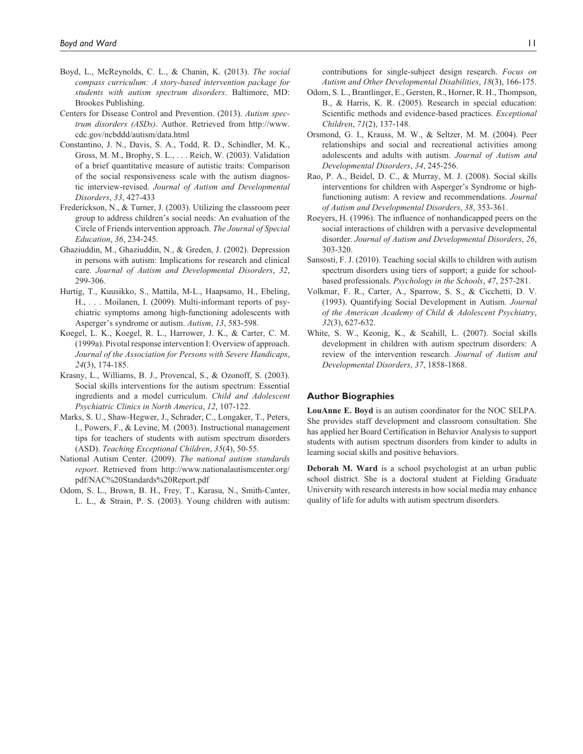Boyd, L., McReynolds, C. L., & Chanin, K. (2013). *The social compass curriculum: A story-based intervention package for students with autism spectrum disorders*. Baltimore, MD: Brookes Publishing.

Centers for Disease Control and Prevention. (2013). *Autism spectrum disorders (ASDs)*. Author. Retrieved from http://www.cdc.gov/ncbddd/autism/data.html

Constantino, J. N., Davis, S. A., Todd, R. D., Schindler, M. K., Gross, M. M., Brophy, S. L., . . . Reich, W. (2003). Validation of a brief quantitative measure of autistic traits: Comparison of the social responsiveness scale with the autism diagnostic interview-revised. *Journal of Autism and Developmental Disorders*, *33*, 427-433

Frederickson, N., & Turner, J. (2003). Utilizing the classroom peer group to address children's social needs: An evaluation of the Circle of Friends intervention approach. *The Journal of Special Education*, *36*, 234-245.

Ghaziuddin, M., Ghaziuddin, N., & Greden, J. (2002). Depression in persons with autism: Implications for research and clinical care. *Journal of Autism and Developmental Disorders*, *32*, 299-306.

Hurtig, T., Kuusikko, S., Mattila, M-L., Haapsamo, H., Ebeling, H., . . . Moilanen, I. (2009). Multi-informant reports of psychiatric symptoms among high-functioning adolescents with Asperger's syndrome or autism. *Autism*, *13*, 583-598.

Koegel, L. K., Koegel, R. L., Harrower, J. K., & Carter, C. M. (1999a). Pivotal response intervention I: Overview of approach. *Journal of the Association for Persons with Severe Handicaps*, *24*(3), 174-185.

Krasny, L., Williams, B. J., Provencal, S., & Ozonoff, S. (2003). Social skills interventions for the autism spectrum: Essential ingredients and a model curriculum. *Child and Adolescent Psychiatric Clinics in North America*, *12*, 107-122.

Marks, S. U., Shaw-Hegwer, J., Schrader, C., Longaker, T., Peters, I., Powers, F., & Levine, M. (2003). Instructional management tips for teachers of students with autism spectrum disorders (ASD). *Teaching Exceptional Children*, *35*(4), 50-55.

National Autism Center. (2009). *The national autism standards report*. Retrieved from http://www.nationalautismcenter.org/pdf/NAC%20Standards%20Report.pdf

Odom, S. L., Brown, B. H., Frey, T., Karasu, N., Smith-Canter, L. L., & Strain, P. S. (2003). Young children with autism: contributions for single-subject design research. *Focus on Autism and Other Developmental Disabilities*, *18*(3), 166-175.

Odom, S. L., Brantlinger, E., Gersten, R., Horner, R. H., Thompson, B., & Harris, K. R. (2005). Research in special education: Scientific methods and evidence-based practices. *Exceptional Children*, *71*(2), 137-148.

Orsmond, G. I., Krauss, M. W., & Seltzer, M. M. (2004). Peer relationships and social and recreational activities among adolescents and adults with autism. *Journal of Autism and Developmental Disorders*, *34*, 245-256.

Rao, P. A., Beidel, D. C., & Murray, M. J. (2008). Social skills interventions for children with Asperger's Syndrome or high-functioning autism: A review and recommendations. *Journal of Autism and Developmental Disorders*, *38*, 353-361.

Roeyers, H. (1996). The influence of nonhandicapped peers on the social interactions of children with a pervasive developmental disorder. *Journal of Autism and Developmental Disorders*, *26*, 303-320.

Sansosti, F. J. (2010). Teaching social skills to children with autism spectrum disorders using tiers of support; a guide for school-based professionals. *Psychology in the Schools*, *47*, 257-281.

Volkmar, F. R., Carter, A., Sparrow, S. S., & Cicchetti, D. V. (1993). Quantifying Social Development in Autism. *Journal of the American Academy of Child & Adolescent Psychiatry*, *32*(3), 627-632.

White, S. W., Keonig, K., & Scahill, L. (2007). Social skills development in children with autism spectrum disorders: A review of the intervention research. *Journal of Autism and Developmental Disorders*, *37*, 1858-1868.

## Author Biographies

**LouAnne E. Boyd** is an autism coordinator for the NOC SELPA. She provides staff development and classroom consultation. She has applied her Board Certification in Behavior Analysis to support students with autism spectrum disorders from kinder to adults in learning social skills and positive behaviors.

**Deborah M. Ward** is a school psychologist at an urban public school district. She is a doctoral student at Fielding Graduate University with research interests in how social media may enhance quality of life for adults with autism spectrum disorders.